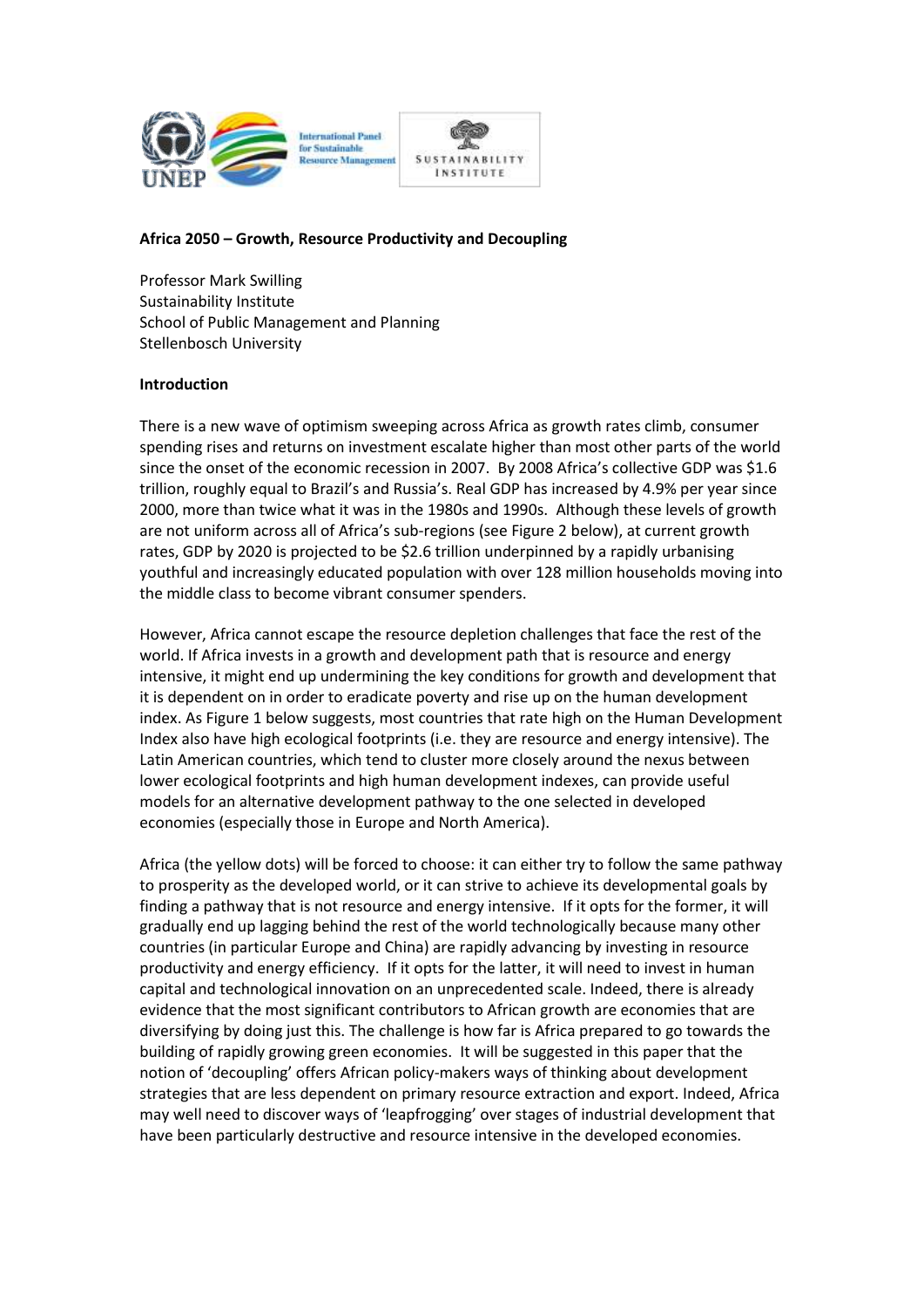# Africa 2050 – Growth, Resource Productivity and Decoupling

Professor Mark Swilling
Sustainability Institute
School of Public Management and Planning
Stellenbosch University

## Introduction

There is a new wave of optimism sweeping across Africa as growth rates climb, consumer spending rises and returns on investment escalate higher than most other parts of the world since the onset of the economic recession in 2007. By 2008 Africa's collective GDP was $1.6 trillion, roughly equal to Brazil's and Russia's. Real GDP has increased by 4.9% per year since 2000, more than twice what it was in the 1980s and 1990s. Although these levels of growth are not uniform across all of Africa's sub-regions (see Figure 2 below), at current growth rates, GDP by 2020 is projected to be $2.6 trillion underpinned by a rapidly urbanising youthful and increasingly educated population with over 128 million households moving into the middle class to become vibrant consumer spenders.

However, Africa cannot escape the resource depletion challenges that face the rest of the world. If Africa invests in a growth and development path that is resource and energy intensive, it might end up undermining the key conditions for growth and development that it is dependent on in order to eradicate poverty and rise up on the human development index. As Figure 1 below suggests, most countries that rate high on the Human Development Index also have high ecological footprints (i.e. they are resource and energy intensive). The Latin American countries, which tend to cluster more closely around the nexus between lower ecological footprints and high human development indexes, can provide useful models for an alternative development pathway to the one selected in developed economies (especially those in Europe and North America).

Africa (the yellow dots) will be forced to choose: it can either try to follow the same pathway to prosperity as the developed world, or it can strive to achieve its developmental goals by finding a pathway that is not resource and energy intensive. If it opts for the former, it will gradually end up lagging behind the rest of the world technologically because many other countries (in particular Europe and China) are rapidly advancing by investing in resource productivity and energy efficiency. If it opts for the latter, it will need to invest in human capital and technological innovation on an unprecedented scale. Indeed, there is already evidence that the most significant contributors to African growth are economies that are diversifying by doing just this. The challenge is how far is Africa prepared to go towards the building of rapidly growing green economies. It will be suggested in this paper that the notion of 'decoupling' offers African policy-makers ways of thinking about development strategies that are less dependent on primary resource extraction and export. Indeed, Africa may well need to discover ways of 'leapfrogging' over stages of industrial development that have been particularly destructive and resource intensive in the developed economies.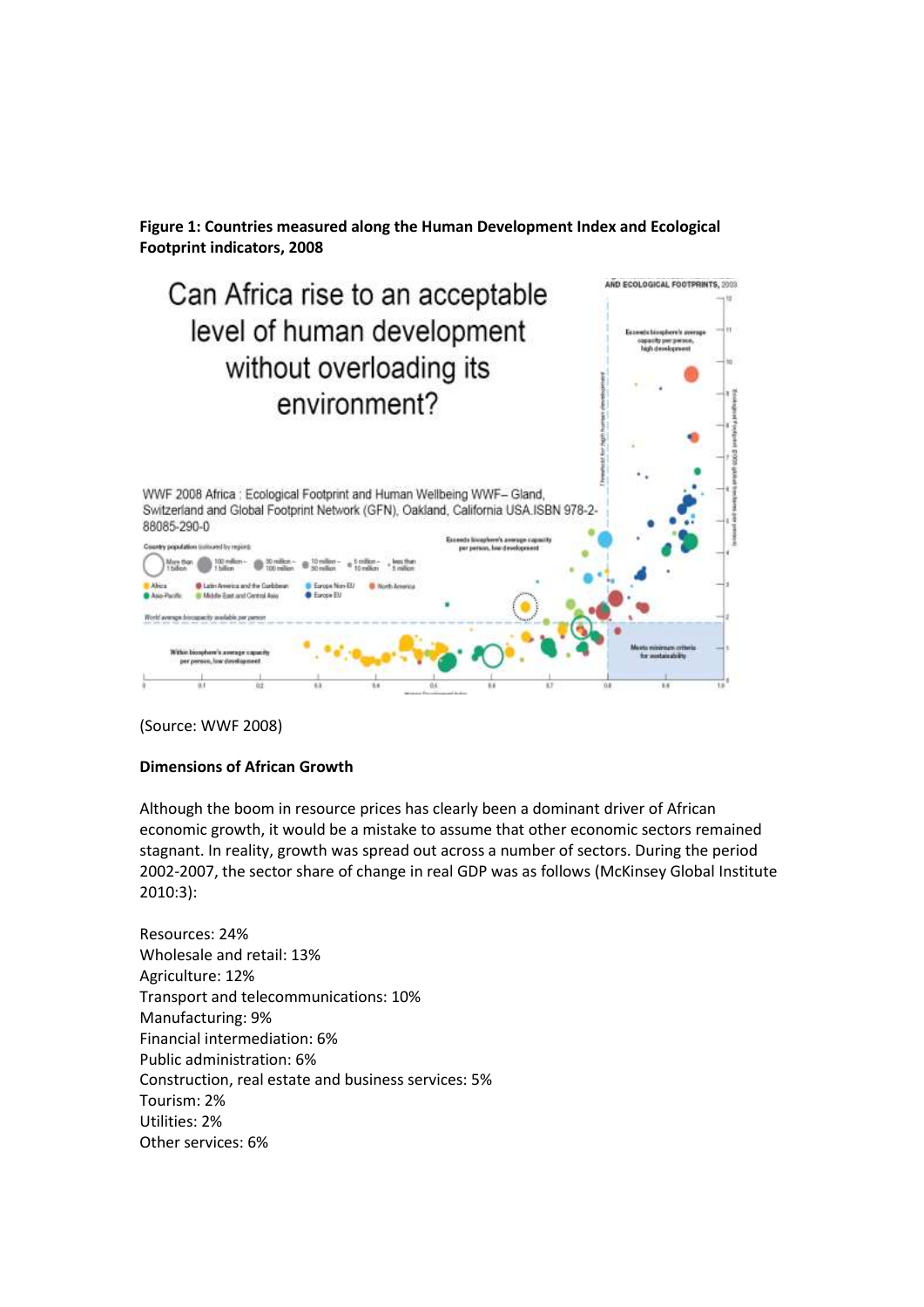**Figure 1: Countries measured along the Human Development Index and Ecological Footprint indicators, 2008**

(Source: WWF 2008)

**Dimensions of African Growth**

Although the boom in resource prices has clearly been a dominant driver of African economic growth, it would be a mistake to assume that other economic sectors remained stagnant. In reality, growth was spread out across a number of sectors. During the period 2002-2007, the sector share of change in real GDP was as follows (McKinsey Global Institute 2010:3):

Resources: 24%
Wholesale and retail: 13%
Agriculture: 12%
Transport and telecommunications: 10%
Manufacturing: 9%
Financial intermediation: 6%
Public administration: 6%
Construction, real estate and business services: 5%
Tourism: 2%
Utilities: 2%
Other services: 6%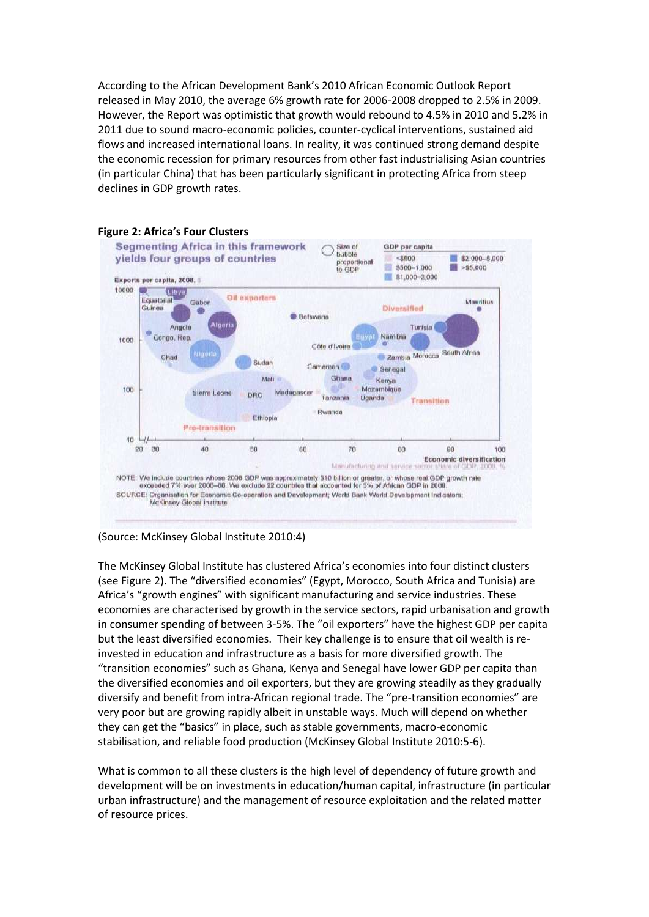According to the African Development Bank's 2010 African Economic Outlook Report released in May 2010, the average 6% growth rate for 2006-2008 dropped to 2.5% in 2009. However, the Report was optimistic that growth would rebound to 4.5% in 2010 and 5.2% in 2011 due to sound macro-economic policies, counter-cyclical interventions, sustained aid flows and increased international loans. In reality, it was continued strong demand despite the economic recession for primary resources from other fast industrialising Asian countries (in particular China) that has been particularly significant in protecting Africa from steep declines in GDP growth rates.

**Figure 2: Africa's Four Clusters**

(Source: McKinsey Global Institute 2010:4)

The McKinsey Global Institute has clustered Africa's economies into four distinct clusters (see Figure 2). The "diversified economies" (Egypt, Morocco, South Africa and Tunisia) are Africa's "growth engines" with significant manufacturing and service industries. These economies are characterised by growth in the service sectors, rapid urbanisation and growth in consumer spending of between 3-5%. The "oil exporters" have the highest GDP per capita but the least diversified economies. Their key challenge is to ensure that oil wealth is re-invested in education and infrastructure as a basis for more diversified growth. The "transition economies" such as Ghana, Kenya and Senegal have lower GDP per capita than the diversified economies and oil exporters, but they are growing steadily as they gradually diversify and benefit from intra-African regional trade. The "pre-transition economies" are very poor but are growing rapidly albeit in unstable ways. Much will depend on whether they can get the "basics" in place, such as stable governments, macro-economic stabilisation, and reliable food production (McKinsey Global Institute 2010:5-6).

What is common to all these clusters is the high level of dependency of future growth and development will be on investments in education/human capital, infrastructure (in particular urban infrastructure) and the management of resource exploitation and the related matter of resource prices.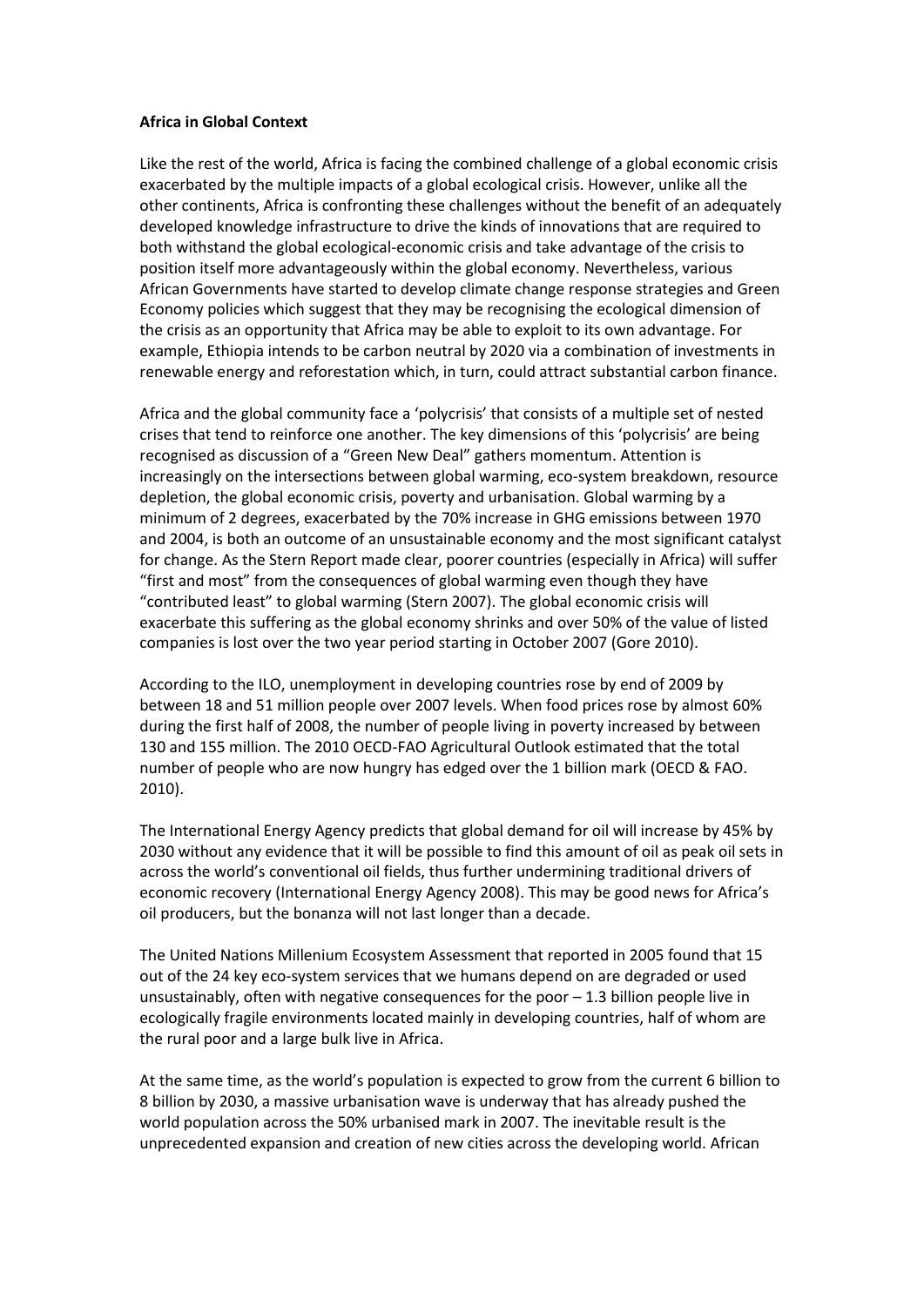**Africa in Global Context**

Like the rest of the world, Africa is facing the combined challenge of a global economic crisis exacerbated by the multiple impacts of a global ecological crisis. However, unlike all the other continents, Africa is confronting these challenges without the benefit of an adequately developed knowledge infrastructure to drive the kinds of innovations that are required to both withstand the global ecological-economic crisis and take advantage of the crisis to position itself more advantageously within the global economy. Nevertheless, various African Governments have started to develop climate change response strategies and Green Economy policies which suggest that they may be recognising the ecological dimension of the crisis as an opportunity that Africa may be able to exploit to its own advantage. For example, Ethiopia intends to be carbon neutral by 2020 via a combination of investments in renewable energy and reforestation which, in turn, could attract substantial carbon finance.

Africa and the global community face a 'polycrisis' that consists of a multiple set of nested crises that tend to reinforce one another. The key dimensions of this 'polycrisis' are being recognised as discussion of a "Green New Deal" gathers momentum. Attention is increasingly on the intersections between global warming, eco-system breakdown, resource depletion, the global economic crisis, poverty and urbanisation. Global warming by a minimum of 2 degrees, exacerbated by the 70% increase in GHG emissions between 1970 and 2004, is both an outcome of an unsustainable economy and the most significant catalyst for change. As the Stern Report made clear, poorer countries (especially in Africa) will suffer "first and most" from the consequences of global warming even though they have "contributed least" to global warming (Stern 2007). The global economic crisis will exacerbate this suffering as the global economy shrinks and over 50% of the value of listed companies is lost over the two year period starting in October 2007 (Gore 2010).

According to the ILO, unemployment in developing countries rose by end of 2009 by between 18 and 51 million people over 2007 levels. When food prices rose by almost 60% during the first half of 2008, the number of people living in poverty increased by between 130 and 155 million. The 2010 OECD-FAO Agricultural Outlook estimated that the total number of people who are now hungry has edged over the 1 billion mark (OECD & FAO. 2010).

The International Energy Agency predicts that global demand for oil will increase by 45% by 2030 without any evidence that it will be possible to find this amount of oil as peak oil sets in across the world's conventional oil fields, thus further undermining traditional drivers of economic recovery (International Energy Agency 2008). This may be good news for Africa's oil producers, but the bonanza will not last longer than a decade.

The United Nations Millenium Ecosystem Assessment that reported in 2005 found that 15 out of the 24 key eco-system services that we humans depend on are degraded or used unsustainably, often with negative consequences for the poor – 1.3 billion people live in ecologically fragile environments located mainly in developing countries, half of whom are the rural poor and a large bulk live in Africa.

At the same time, as the world's population is expected to grow from the current 6 billion to 8 billion by 2030, a massive urbanisation wave is underway that has already pushed the world population across the 50% urbanised mark in 2007. The inevitable result is the unprecedented expansion and creation of new cities across the developing world. African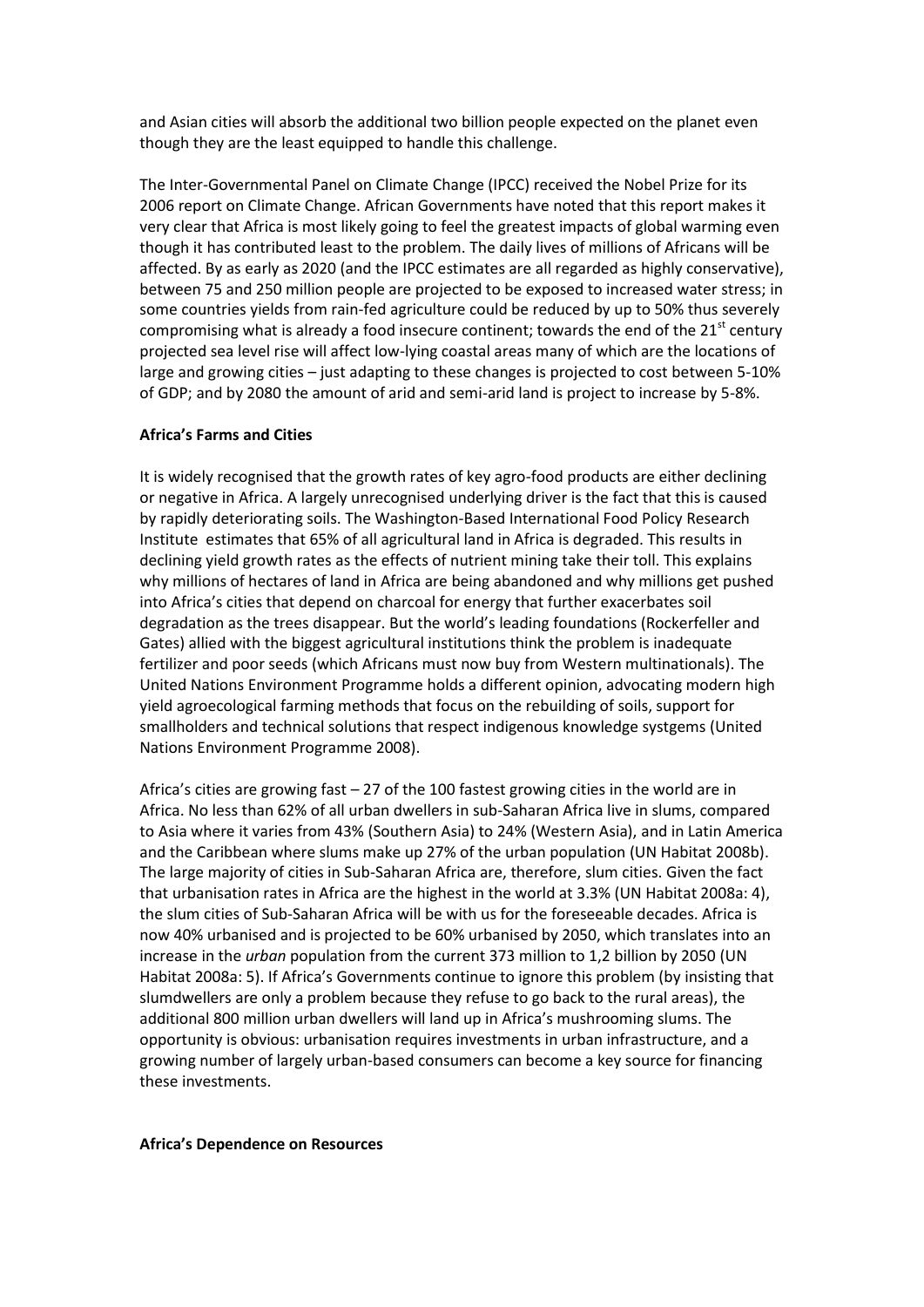and Asian cities will absorb the additional two billion people expected on the planet even though they are the least equipped to handle this challenge.

The Inter-Governmental Panel on Climate Change (IPCC) received the Nobel Prize for its 2006 report on Climate Change. African Governments have noted that this report makes it very clear that Africa is most likely going to feel the greatest impacts of global warming even though it has contributed least to the problem. The daily lives of millions of Africans will be affected. By as early as 2020 (and the IPCC estimates are all regarded as highly conservative), between 75 and 250 million people are projected to be exposed to increased water stress; in some countries yields from rain-fed agriculture could be reduced by up to 50% thus severely compromising what is already a food insecure continent; towards the end of the 21st century projected sea level rise will affect low-lying coastal areas many of which are the locations of large and growing cities – just adapting to these changes is projected to cost between 5-10% of GDP; and by 2080 the amount of arid and semi-arid land is project to increase by 5-8%.

**Africa's Farms and Cities**

It is widely recognised that the growth rates of key agro-food products are either declining or negative in Africa. A largely unrecognised underlying driver is the fact that this is caused by rapidly deteriorating soils. The Washington-Based International Food Policy Research Institute estimates that 65% of all agricultural land in Africa is degraded. This results in declining yield growth rates as the effects of nutrient mining take their toll. This explains why millions of hectares of land in Africa are being abandoned and why millions get pushed into Africa's cities that depend on charcoal for energy that further exacerbates soil degradation as the trees disappear. But the world's leading foundations (Rockerfeller and Gates) allied with the biggest agricultural institutions think the problem is inadequate fertilizer and poor seeds (which Africans must now buy from Western multinationals). The United Nations Environment Programme holds a different opinion, advocating modern high yield agroecological farming methods that focus on the rebuilding of soils, support for smallholders and technical solutions that respect indigenous knowledge systgems (United Nations Environment Programme 2008).

Africa's cities are growing fast – 27 of the 100 fastest growing cities in the world are in Africa. No less than 62% of all urban dwellers in sub-Saharan Africa live in slums, compared to Asia where it varies from 43% (Southern Asia) to 24% (Western Asia), and in Latin America and the Caribbean where slums make up 27% of the urban population (UN Habitat 2008b). The large majority of cities in Sub-Saharan Africa are, therefore, slum cities. Given the fact that urbanisation rates in Africa are the highest in the world at 3.3% (UN Habitat 2008a: 4), the slum cities of Sub-Saharan Africa will be with us for the foreseeable decades. Africa is now 40% urbanised and is projected to be 60% urbanised by 2050, which translates into an increase in the *urban* population from the current 373 million to 1,2 billion by 2050 (UN Habitat 2008a: 5). If Africa's Governments continue to ignore this problem (by insisting that slumdwellers are only a problem because they refuse to go back to the rural areas), the additional 800 million urban dwellers will land up in Africa's mushrooming slums. The opportunity is obvious: urbanisation requires investments in urban infrastructure, and a growing number of largely urban-based consumers can become a key source for financing these investments.

**Africa's Dependence on Resources**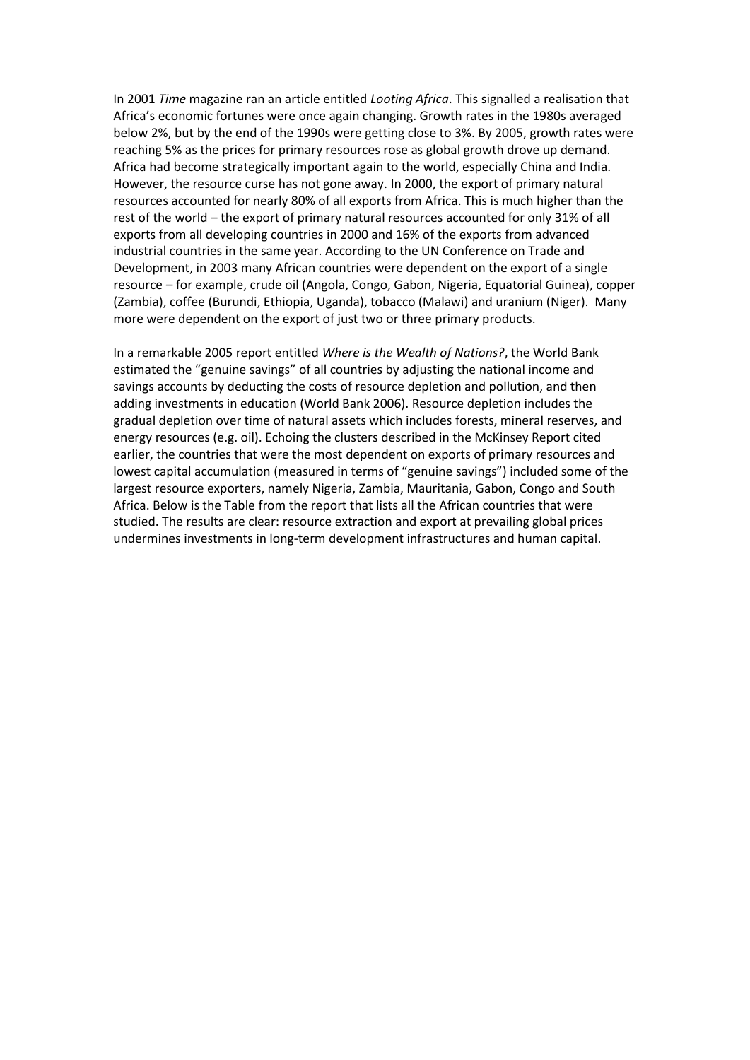In 2001 *Time* magazine ran an article entitled *Looting Africa*. This signalled a realisation that Africa's economic fortunes were once again changing. Growth rates in the 1980s averaged below 2%, but by the end of the 1990s were getting close to 3%. By 2005, growth rates were reaching 5% as the prices for primary resources rose as global growth drove up demand. Africa had become strategically important again to the world, especially China and India. However, the resource curse has not gone away. In 2000, the export of primary natural resources accounted for nearly 80% of all exports from Africa. This is much higher than the rest of the world – the export of primary natural resources accounted for only 31% of all exports from all developing countries in 2000 and 16% of the exports from advanced industrial countries in the same year. According to the UN Conference on Trade and Development, in 2003 many African countries were dependent on the export of a single resource – for example, crude oil (Angola, Congo, Gabon, Nigeria, Equatorial Guinea), copper (Zambia), coffee (Burundi, Ethiopia, Uganda), tobacco (Malawi) and uranium (Niger). Many more were dependent on the export of just two or three primary products.

In a remarkable 2005 report entitled *Where is the Wealth of Nations?*, the World Bank estimated the "genuine savings" of all countries by adjusting the national income and savings accounts by deducting the costs of resource depletion and pollution, and then adding investments in education (World Bank 2006). Resource depletion includes the gradual depletion over time of natural assets which includes forests, mineral reserves, and energy resources (e.g. oil). Echoing the clusters described in the McKinsey Report cited earlier, the countries that were the most dependent on exports of primary resources and lowest capital accumulation (measured in terms of "genuine savings") included some of the largest resource exporters, namely Nigeria, Zambia, Mauritania, Gabon, Congo and South Africa. Below is the Table from the report that lists all the African countries that were studied. The results are clear: resource extraction and export at prevailing global prices undermines investments in long-term development infrastructures and human capital.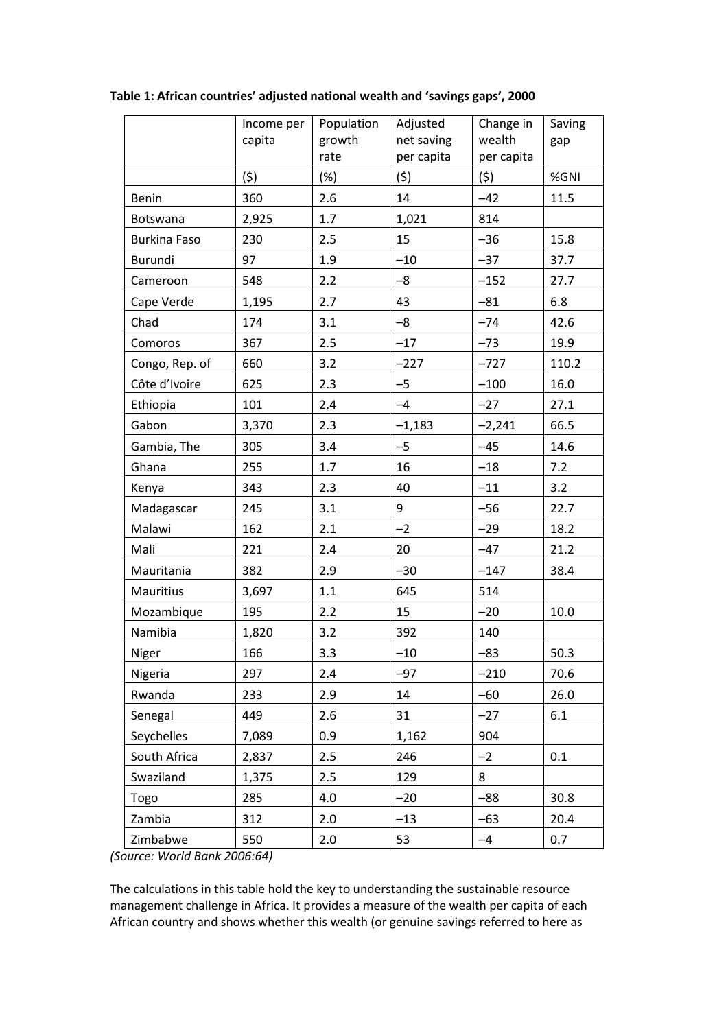**Table 1: African countries' adjusted national wealth and 'savings gaps', 2000**

| | Income per capita | Population growth rate | Adjusted net saving per capita | Change in wealth per capita | Saving gap |
|---|---|---|---|---|---|
| | ($) | (%) | ($) | ($) | %GNI |
| Benin | 360 | 2.6 | 14 | –42 | 11.5 |
| Botswana | 2,925 | 1.7 | 1,021 | 814 | |
| Burkina Faso | 230 | 2.5 | 15 | –36 | 15.8 |
| Burundi | 97 | 1.9 | –10 | –37 | 37.7 |
| Cameroon | 548 | 2.2 | –8 | –152 | 27.7 |
| Cape Verde | 1,195 | 2.7 | 43 | –81 | 6.8 |
| Chad | 174 | 3.1 | –8 | –74 | 42.6 |
| Comoros | 367 | 2.5 | –17 | –73 | 19.9 |
| Congo, Rep. of | 660 | 3.2 | –227 | –727 | 110.2 |
| Côte d'Ivoire | 625 | 2.3 | –5 | –100 | 16.0 |
| Ethiopia | 101 | 2.4 | –4 | –27 | 27.1 |
| Gabon | 3,370 | 2.3 | –1,183 | –2,241 | 66.5 |
| Gambia, The | 305 | 3.4 | –5 | –45 | 14.6 |
| Ghana | 255 | 1.7 | 16 | –18 | 7.2 |
| Kenya | 343 | 2.3 | 40 | –11 | 3.2 |
| Madagascar | 245 | 3.1 | 9 | –56 | 22.7 |
| Malawi | 162 | 2.1 | –2 | –29 | 18.2 |
| Mali | 221 | 2.4 | 20 | –47 | 21.2 |
| Mauritania | 382 | 2.9 | –30 | –147 | 38.4 |
| Mauritius | 3,697 | 1.1 | 645 | 514 | |
| Mozambique | 195 | 2.2 | 15 | –20 | 10.0 |
| Namibia | 1,820 | 3.2 | 392 | 140 | |
| Niger | 166 | 3.3 | –10 | –83 | 50.3 |
| Nigeria | 297 | 2.4 | –97 | –210 | 70.6 |
| Rwanda | 233 | 2.9 | 14 | –60 | 26.0 |
| Senegal | 449 | 2.6 | 31 | –27 | 6.1 |
| Seychelles | 7,089 | 0.9 | 1,162 | 904 | |
| South Africa | 2,837 | 2.5 | 246 | –2 | 0.1 |
| Swaziland | 1,375 | 2.5 | 129 | 8 | |
| Togo | 285 | 4.0 | –20 | –88 | 30.8 |
| Zambia | 312 | 2.0 | –13 | –63 | 20.4 |
| Zimbabwe | 550 | 2.0 | 53 | –4 | 0.7 |

*(Source: World Bank 2006:64)*

The calculations in this table hold the key to understanding the sustainable resource management challenge in Africa. It provides a measure of the wealth per capita of each African country and shows whether this wealth (or genuine savings referred to here as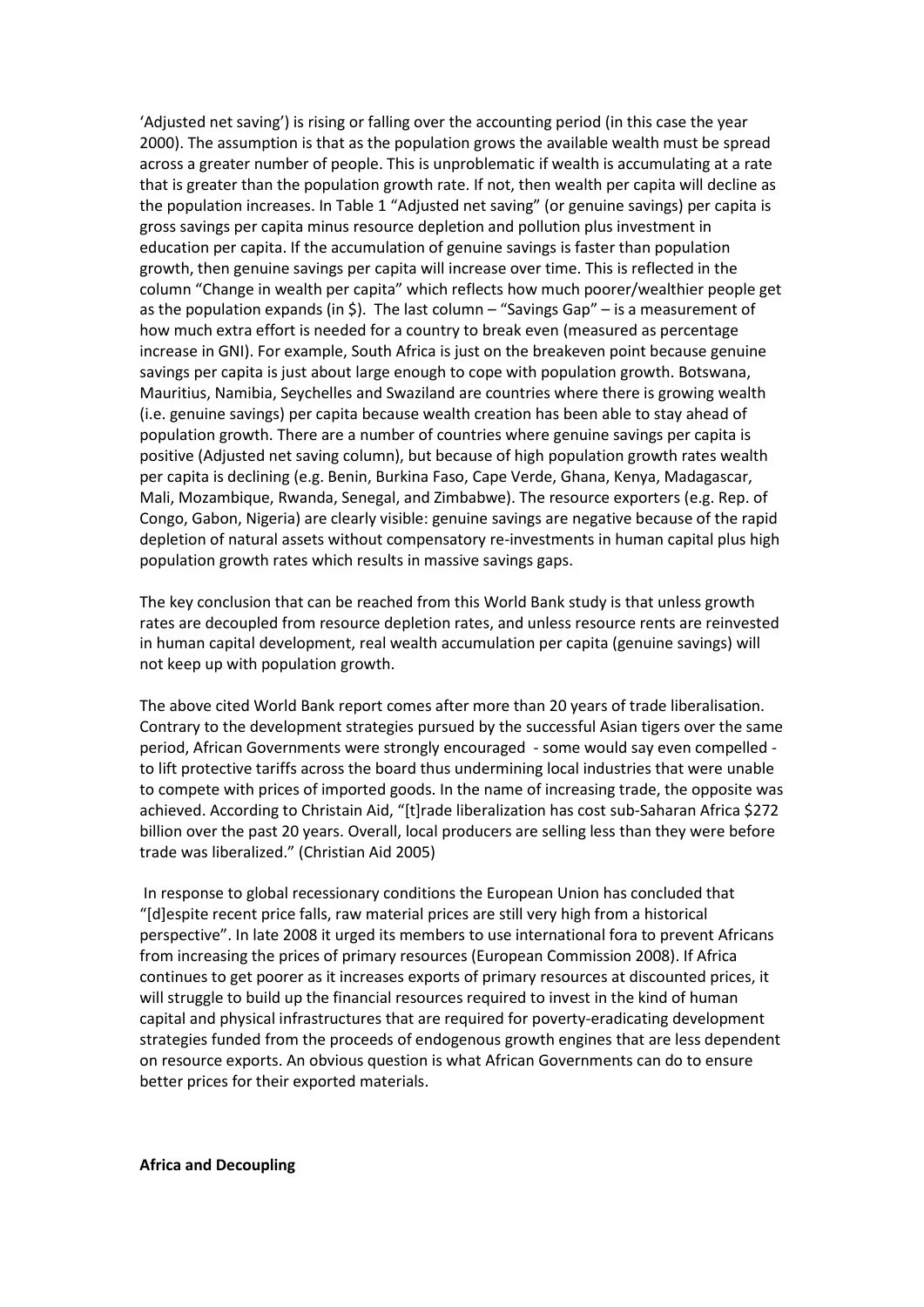'Adjusted net saving') is rising or falling over the accounting period (in this case the year 2000). The assumption is that as the population grows the available wealth must be spread across a greater number of people. This is unproblematic if wealth is accumulating at a rate that is greater than the population growth rate. If not, then wealth per capita will decline as the population increases. In Table 1 "Adjusted net saving" (or genuine savings) per capita is gross savings per capita minus resource depletion and pollution plus investment in education per capita. If the accumulation of genuine savings is faster than population growth, then genuine savings per capita will increase over time. This is reflected in the column "Change in wealth per capita" which reflects how much poorer/wealthier people get as the population expands (in $). The last column – "Savings Gap" – is a measurement of how much extra effort is needed for a country to break even (measured as percentage increase in GNI). For example, South Africa is just on the breakeven point because genuine savings per capita is just about large enough to cope with population growth. Botswana, Mauritius, Namibia, Seychelles and Swaziland are countries where there is growing wealth (i.e. genuine savings) per capita because wealth creation has been able to stay ahead of population growth. There are a number of countries where genuine savings per capita is positive (Adjusted net saving column), but because of high population growth rates wealth per capita is declining (e.g. Benin, Burkina Faso, Cape Verde, Ghana, Kenya, Madagascar, Mali, Mozambique, Rwanda, Senegal, and Zimbabwe). The resource exporters (e.g. Rep. of Congo, Gabon, Nigeria) are clearly visible: genuine savings are negative because of the rapid depletion of natural assets without compensatory re-investments in human capital plus high population growth rates which results in massive savings gaps.

The key conclusion that can be reached from this World Bank study is that unless growth rates are decoupled from resource depletion rates, and unless resource rents are reinvested in human capital development, real wealth accumulation per capita (genuine savings) will not keep up with population growth.

The above cited World Bank report comes after more than 20 years of trade liberalisation. Contrary to the development strategies pursued by the successful Asian tigers over the same period, African Governments were strongly encouraged - some would say even compelled - to lift protective tariffs across the board thus undermining local industries that were unable to compete with prices of imported goods. In the name of increasing trade, the opposite was achieved. According to Christain Aid, "[t]rade liberalization has cost sub-Saharan Africa $272 billion over the past 20 years. Overall, local producers are selling less than they were before trade was liberalized." (Christian Aid 2005)

In response to global recessionary conditions the European Union has concluded that "[d]espite recent price falls, raw material prices are still very high from a historical perspective". In late 2008 it urged its members to use international fora to prevent Africans from increasing the prices of primary resources (European Commission 2008). If Africa continues to get poorer as it increases exports of primary resources at discounted prices, it will struggle to build up the financial resources required to invest in the kind of human capital and physical infrastructures that are required for poverty-eradicating development strategies funded from the proceeds of endogenous growth engines that are less dependent on resource exports. An obvious question is what African Governments can do to ensure better prices for their exported materials.

**Africa and Decoupling**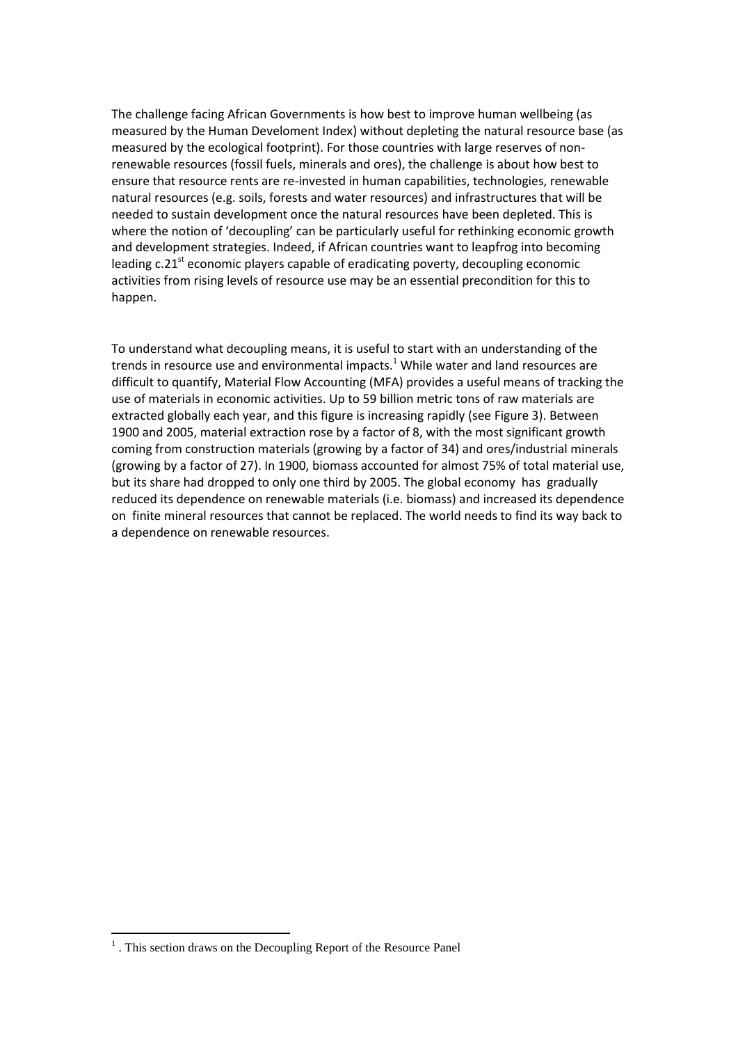The challenge facing African Governments is how best to improve human wellbeing (as measured by the Human Develoment Index) without depleting the natural resource base (as measured by the ecological footprint). For those countries with large reserves of non-renewable resources (fossil fuels, minerals and ores), the challenge is about how best to ensure that resource rents are re-invested in human capabilities, technologies, renewable natural resources (e.g. soils, forests and water resources) and infrastructures that will be needed to sustain development once the natural resources have been depleted. This is where the notion of 'decoupling' can be particularly useful for rethinking economic growth and development strategies. Indeed, if African countries want to leapfrog into becoming leading c.21[st] economic players capable of eradicating poverty, decoupling economic activities from rising levels of resource use may be an essential precondition for this to happen.

To understand what decoupling means, it is useful to start with an understanding of the trends in resource use and environmental impacts.[1] While water and land resources are difficult to quantify, Material Flow Accounting (MFA) provides a useful means of tracking the use of materials in economic activities. Up to 59 billion metric tons of raw materials are extracted globally each year, and this figure is increasing rapidly (see Figure 3). Between 1900 and 2005, material extraction rose by a factor of 8, with the most significant growth coming from construction materials (growing by a factor of 34) and ores/industrial minerals (growing by a factor of 27). In 1900, biomass accounted for almost 75% of total material use, but its share had dropped to only one third by 2005. The global economy has gradually reduced its dependence on renewable materials (i.e. biomass) and increased its dependence on finite mineral resources that cannot be replaced. The world needs to find its way back to a dependence on renewable resources.

[1] . This section draws on the Decoupling Report of the Resource Panel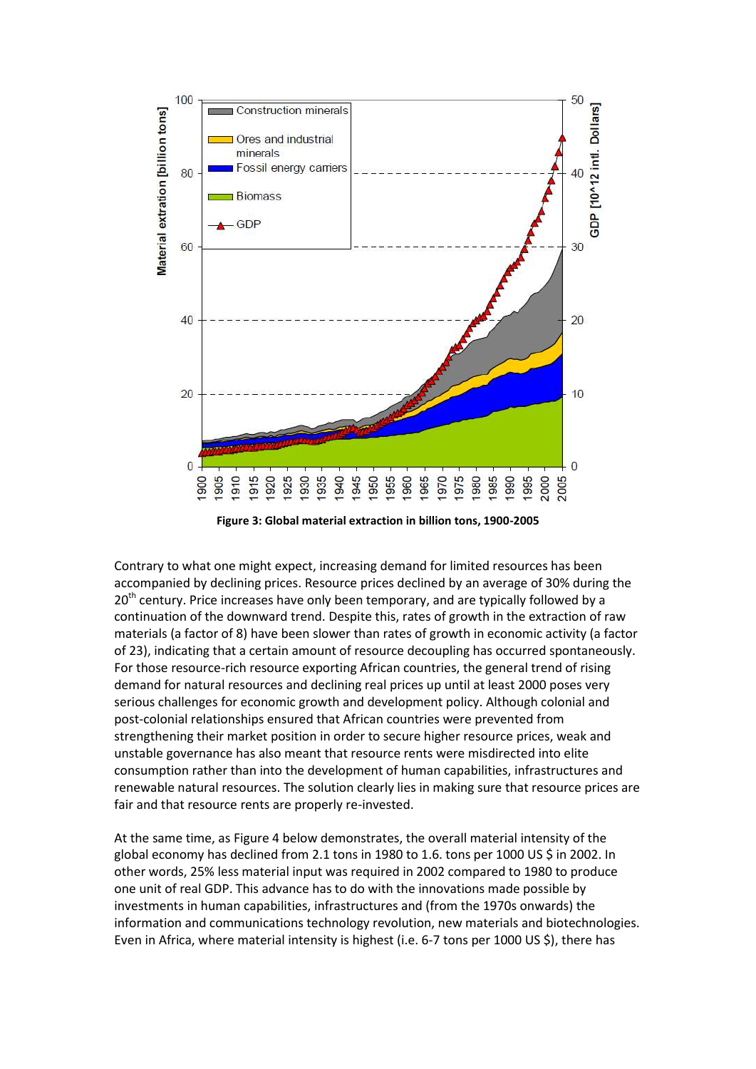**Figure 3: Global material extraction in billion tons, 1900-2005**

Contrary to what one might expect, increasing demand for limited resources has been accompanied by declining prices. Resource prices declined by an average of 30% during the 20th century. Price increases have only been temporary, and are typically followed by a continuation of the downward trend. Despite this, rates of growth in the extraction of raw materials (a factor of 8) have been slower than rates of growth in economic activity (a factor of 23), indicating that a certain amount of resource decoupling has occurred spontaneously. For those resource-rich resource exporting African countries, the general trend of rising demand for natural resources and declining real prices up until at least 2000 poses very serious challenges for economic growth and development policy. Although colonial and post-colonial relationships ensured that African countries were prevented from strengthening their market position in order to secure higher resource prices, weak and unstable governance has also meant that resource rents were misdirected into elite consumption rather than into the development of human capabilities, infrastructures and renewable natural resources. The solution clearly lies in making sure that resource prices are fair and that resource rents are properly re-invested.

At the same time, as Figure 4 below demonstrates, the overall material intensity of the global economy has declined from 2.1 tons in 1980 to 1.6. tons per 1000 US $ in 2002. In other words, 25% less material input was required in 2002 compared to 1980 to produce one unit of real GDP. This advance has to do with the innovations made possible by investments in human capabilities, infrastructures and (from the 1970s onwards) the information and communications technology revolution, new materials and biotechnologies. Even in Africa, where material intensity is highest (i.e. 6-7 tons per 1000 US $), there has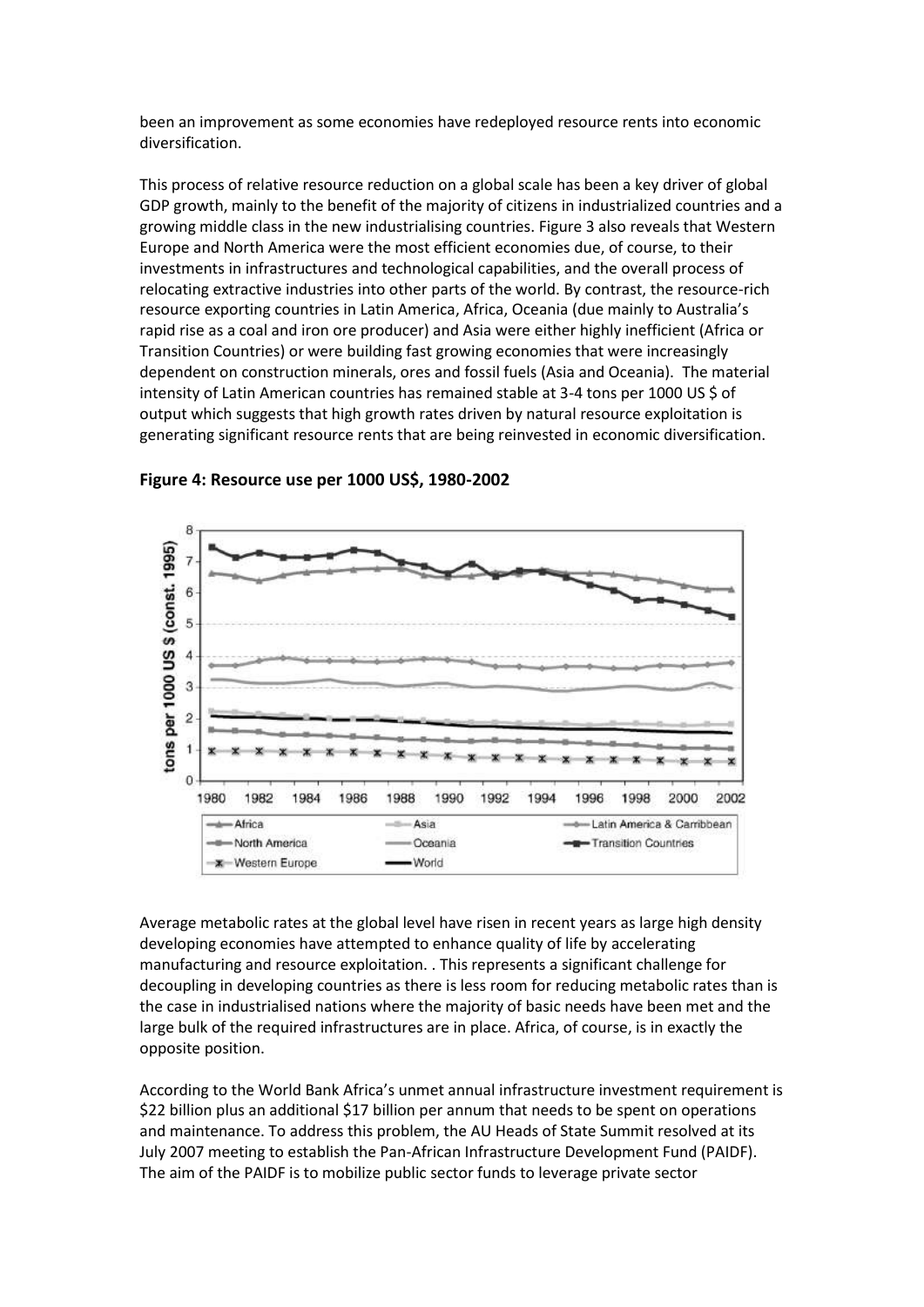been an improvement as some economies have redeployed resource rents into economic diversification.

This process of relative resource reduction on a global scale has been a key driver of global GDP growth, mainly to the benefit of the majority of citizens in industrialized countries and a growing middle class in the new industrialising countries. Figure 3 also reveals that Western Europe and North America were the most efficient economies due, of course, to their investments in infrastructures and technological capabilities, and the overall process of relocating extractive industries into other parts of the world. By contrast, the resource-rich resource exporting countries in Latin America, Africa, Oceania (due mainly to Australia's rapid rise as a coal and iron ore producer) and Asia were either highly inefficient (Africa or Transition Countries) or were building fast growing economies that were increasingly dependent on construction minerals, ores and fossil fuels (Asia and Oceania). The material intensity of Latin American countries has remained stable at 3-4 tons per 1000 US $ of output which suggests that high growth rates driven by natural resource exploitation is generating significant resource rents that are being reinvested in economic diversification.

**Figure 4: Resource use per 1000 US$, 1980-2002**

Average metabolic rates at the global level have risen in recent years as large high density developing economies have attempted to enhance quality of life by accelerating manufacturing and resource exploitation. . This represents a significant challenge for decoupling in developing countries as there is less room for reducing metabolic rates than is the case in industrialised nations where the majority of basic needs have been met and the large bulk of the required infrastructures are in place. Africa, of course, is in exactly the opposite position.

According to the World Bank Africa's unmet annual infrastructure investment requirement is $22 billion plus an additional $17 billion per annum that needs to be spent on operations and maintenance. To address this problem, the AU Heads of State Summit resolved at its July 2007 meeting to establish the Pan-African Infrastructure Development Fund (PAIDF). The aim of the PAIDF is to mobilize public sector funds to leverage private sector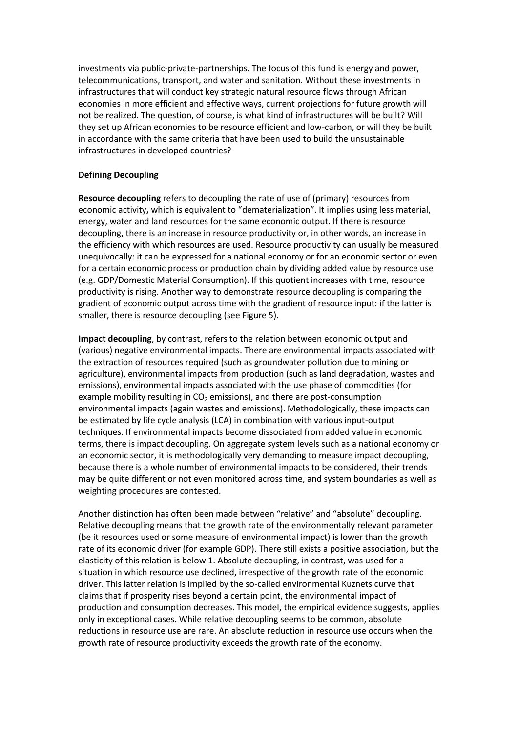investments via public-private-partnerships. The focus of this fund is energy and power, telecommunications, transport, and water and sanitation. Without these investments in infrastructures that will conduct key strategic natural resource flows through African economies in more efficient and effective ways, current projections for future growth will not be realized. The question, of course, is what kind of infrastructures will be built? Will they set up African economies to be resource efficient and low-carbon, or will they be built in accordance with the same criteria that have been used to build the unsustainable infrastructures in developed countries?

**Defining Decoupling**

**Resource decoupling** refers to decoupling the rate of use of (primary) resources from economic activity**,** which is equivalent to "dematerialization". It implies using less material, energy, water and land resources for the same economic output. If there is resource decoupling, there is an increase in resource productivity or, in other words, an increase in the efficiency with which resources are used. Resource productivity can usually be measured unequivocally: it can be expressed for a national economy or for an economic sector or even for a certain economic process or production chain by dividing added value by resource use (e.g. GDP/Domestic Material Consumption). If this quotient increases with time, resource productivity is rising. Another way to demonstrate resource decoupling is comparing the gradient of economic output across time with the gradient of resource input: if the latter is smaller, there is resource decoupling (see Figure 5).

**Impact decoupling**, by contrast, refers to the relation between economic output and (various) negative environmental impacts. There are environmental impacts associated with the extraction of resources required (such as groundwater pollution due to mining or agriculture), environmental impacts from production (such as land degradation, wastes and emissions), environmental impacts associated with the use phase of commodities (for example mobility resulting in $CO_2$ emissions), and there are post-consumption environmental impacts (again wastes and emissions). Methodologically, these impacts can be estimated by life cycle analysis (LCA) in combination with various input-output techniques. If environmental impacts become dissociated from added value in economic terms, there is impact decoupling. On aggregate system levels such as a national economy or an economic sector, it is methodologically very demanding to measure impact decoupling, because there is a whole number of environmental impacts to be considered, their trends may be quite different or not even monitored across time, and system boundaries as well as weighting procedures are contested.

Another distinction has often been made between "relative" and "absolute" decoupling. Relative decoupling means that the growth rate of the environmentally relevant parameter (be it resources used or some measure of environmental impact) is lower than the growth rate of its economic driver (for example GDP). There still exists a positive association, but the elasticity of this relation is below 1. Absolute decoupling, in contrast, was used for a situation in which resource use declined, irrespective of the growth rate of the economic driver. This latter relation is implied by the so-called environmental Kuznets curve that claims that if prosperity rises beyond a certain point, the environmental impact of production and consumption decreases. This model, the empirical evidence suggests, applies only in exceptional cases. While relative decoupling seems to be common, absolute reductions in resource use are rare. An absolute reduction in resource use occurs when the growth rate of resource productivity exceeds the growth rate of the economy.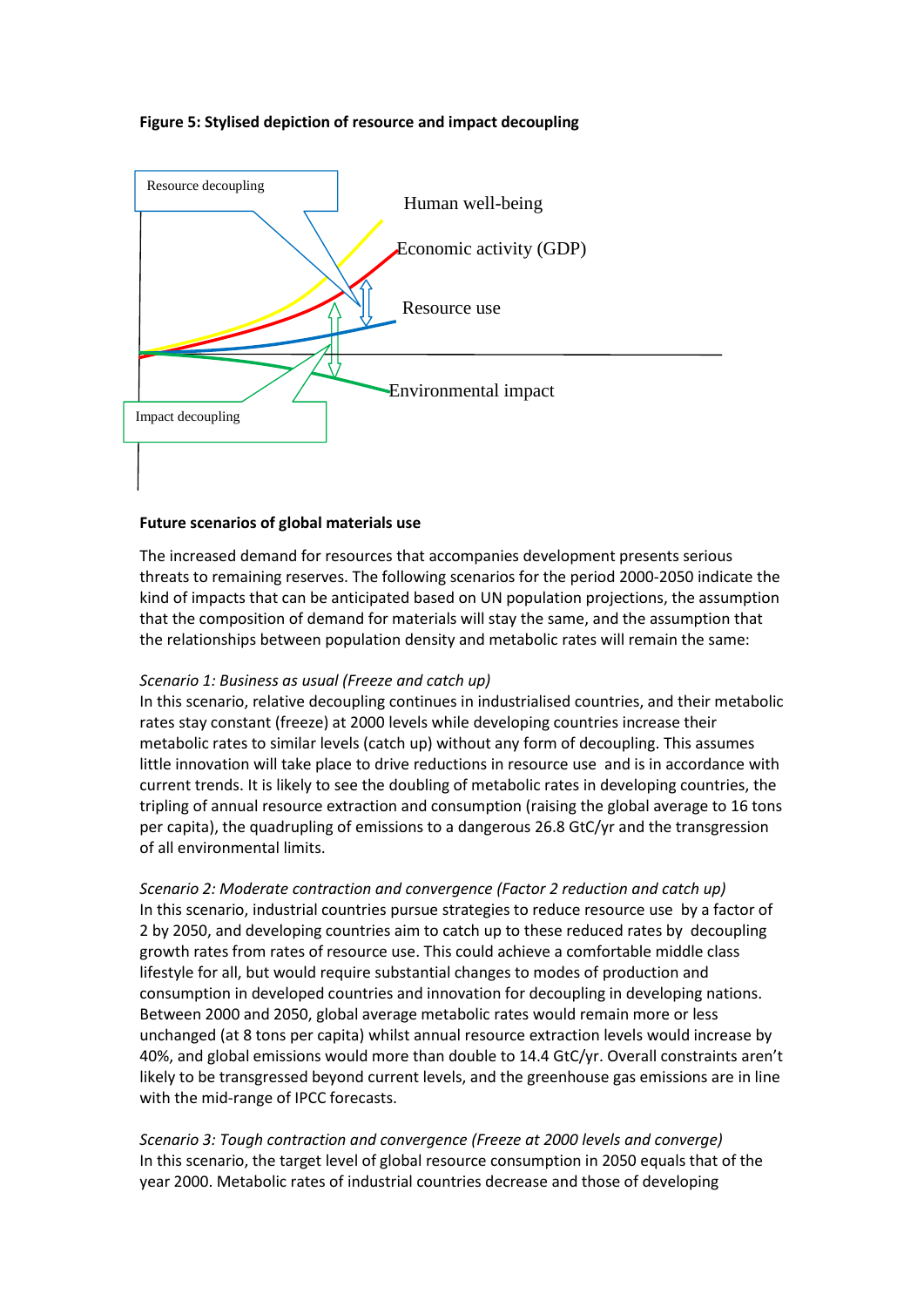**Figure 5: Stylised depiction of resource and impact decoupling**

Resource decoupling

Human well-being

Economic activity (GDP)

Resource use

Environmental impact

Impact decoupling

**Future scenarios of global materials use**

The increased demand for resources that accompanies development presents serious threats to remaining reserves. The following scenarios for the period 2000-2050 indicate the kind of impacts that can be anticipated based on UN population projections, the assumption that the composition of demand for materials will stay the same, and the assumption that the relationships between population density and metabolic rates will remain the same:

*Scenario 1: Business as usual (Freeze and catch up)*
In this scenario, relative decoupling continues in industrialised countries, and their metabolic rates stay constant (freeze) at 2000 levels while developing countries increase their metabolic rates to similar levels (catch up) without any form of decoupling. This assumes little innovation will take place to drive reductions in resource use and is in accordance with current trends. It is likely to see the doubling of metabolic rates in developing countries, the tripling of annual resource extraction and consumption (raising the global average to 16 tons per capita), the quadrupling of emissions to a dangerous 26.8 GtC/yr and the transgression of all environmental limits.

*Scenario 2: Moderate contraction and convergence (Factor 2 reduction and catch up)*
In this scenario, industrial countries pursue strategies to reduce resource use by a factor of 2 by 2050, and developing countries aim to catch up to these reduced rates by decoupling growth rates from rates of resource use. This could achieve a comfortable middle class lifestyle for all, but would require substantial changes to modes of production and consumption in developed countries and innovation for decoupling in developing nations. Between 2000 and 2050, global average metabolic rates would remain more or less unchanged (at 8 tons per capita) whilst annual resource extraction levels would increase by 40%, and global emissions would more than double to 14.4 GtC/yr. Overall constraints aren't likely to be transgressed beyond current levels, and the greenhouse gas emissions are in line with the mid-range of IPCC forecasts.

*Scenario 3: Tough contraction and convergence (Freeze at 2000 levels and converge)*
In this scenario, the target level of global resource consumption in 2050 equals that of the year 2000. Metabolic rates of industrial countries decrease and those of developing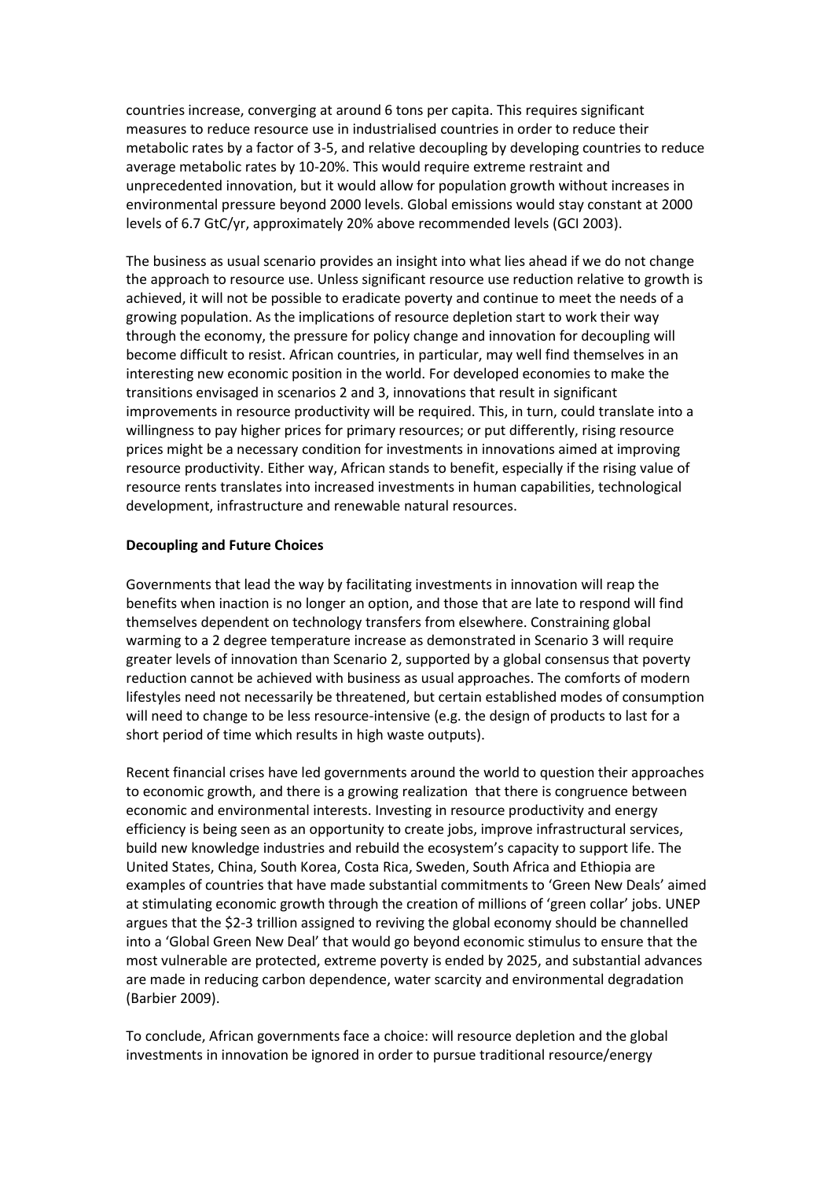countries increase, converging at around 6 tons per capita. This requires significant measures to reduce resource use in industrialised countries in order to reduce their metabolic rates by a factor of 3-5, and relative decoupling by developing countries to reduce average metabolic rates by 10-20%. This would require extreme restraint and unprecedented innovation, but it would allow for population growth without increases in environmental pressure beyond 2000 levels. Global emissions would stay constant at 2000 levels of 6.7 GtC/yr, approximately 20% above recommended levels (GCI 2003).

The business as usual scenario provides an insight into what lies ahead if we do not change the approach to resource use. Unless significant resource use reduction relative to growth is achieved, it will not be possible to eradicate poverty and continue to meet the needs of a growing population. As the implications of resource depletion start to work their way through the economy, the pressure for policy change and innovation for decoupling will become difficult to resist. African countries, in particular, may well find themselves in an interesting new economic position in the world. For developed economies to make the transitions envisaged in scenarios 2 and 3, innovations that result in significant improvements in resource productivity will be required. This, in turn, could translate into a willingness to pay higher prices for primary resources; or put differently, rising resource prices might be a necessary condition for investments in innovations aimed at improving resource productivity. Either way, African stands to benefit, especially if the rising value of resource rents translates into increased investments in human capabilities, technological development, infrastructure and renewable natural resources.

**Decoupling and Future Choices**

Governments that lead the way by facilitating investments in innovation will reap the benefits when inaction is no longer an option, and those that are late to respond will find themselves dependent on technology transfers from elsewhere. Constraining global warming to a 2 degree temperature increase as demonstrated in Scenario 3 will require greater levels of innovation than Scenario 2, supported by a global consensus that poverty reduction cannot be achieved with business as usual approaches. The comforts of modern lifestyles need not necessarily be threatened, but certain established modes of consumption will need to change to be less resource-intensive (e.g. the design of products to last for a short period of time which results in high waste outputs).

Recent financial crises have led governments around the world to question their approaches to economic growth, and there is a growing realization that there is congruence between economic and environmental interests. Investing in resource productivity and energy efficiency is being seen as an opportunity to create jobs, improve infrastructural services, build new knowledge industries and rebuild the ecosystem's capacity to support life. The United States, China, South Korea, Costa Rica, Sweden, South Africa and Ethiopia are examples of countries that have made substantial commitments to 'Green New Deals' aimed at stimulating economic growth through the creation of millions of 'green collar' jobs. UNEP argues that the $2-3 trillion assigned to reviving the global economy should be channelled into a 'Global Green New Deal' that would go beyond economic stimulus to ensure that the most vulnerable are protected, extreme poverty is ended by 2025, and substantial advances are made in reducing carbon dependence, water scarcity and environmental degradation (Barbier 2009).

To conclude, African governments face a choice: will resource depletion and the global investments in innovation be ignored in order to pursue traditional resource/energy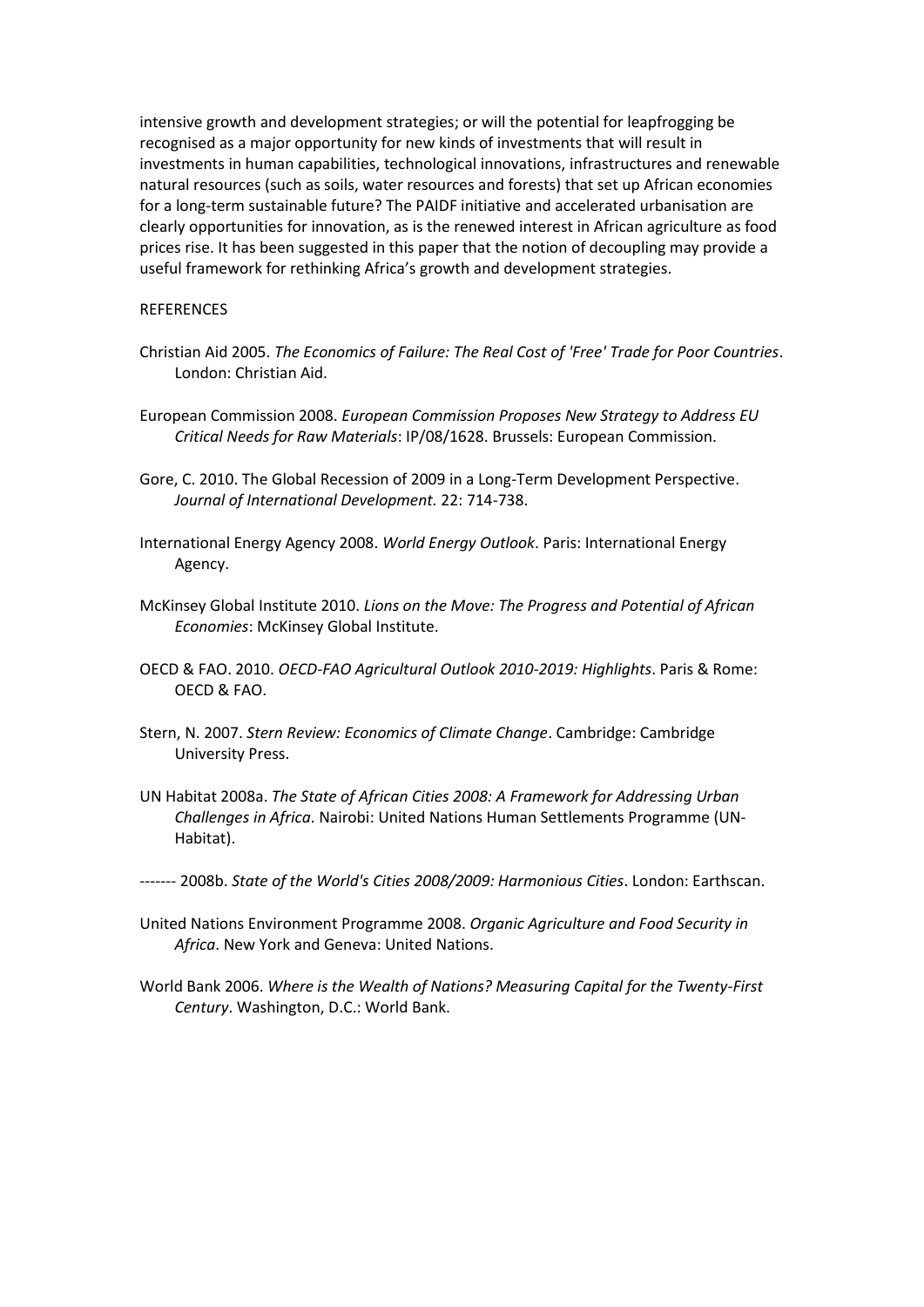intensive growth and development strategies; or will the potential for leapfrogging be recognised as a major opportunity for new kinds of investments that will result in investments in human capabilities, technological innovations, infrastructures and renewable natural resources (such as soils, water resources and forests) that set up African economies for a long-term sustainable future? The PAIDF initiative and accelerated urbanisation are clearly opportunities for innovation, as is the renewed interest in African agriculture as food prices rise. It has been suggested in this paper that the notion of decoupling may provide a useful framework for rethinking Africa's growth and development strategies.

REFERENCES

Christian Aid 2005. *The Economics of Failure: The Real Cost of 'Free' Trade for Poor Countries*. London: Christian Aid.

European Commission 2008. *European Commission Proposes New Strategy to Address EU Critical Needs for Raw Materials*: IP/08/1628. Brussels: European Commission.

Gore, C. 2010. The Global Recession of 2009 in a Long-Term Development Perspective. *Journal of International Development*. 22: 714-738.

International Energy Agency 2008. *World Energy Outlook*. Paris: International Energy Agency.

McKinsey Global Institute 2010. *Lions on the Move: The Progress and Potential of African Economies*: McKinsey Global Institute.

OECD & FAO. 2010. *OECD-FAO Agricultural Outlook 2010-2019: Highlights*. Paris & Rome: OECD & FAO.

Stern, N. 2007. *Stern Review: Economics of Climate Change*. Cambridge: Cambridge University Press.

UN Habitat 2008a. *The State of African Cities 2008: A Framework for Addressing Urban Challenges in Africa*. Nairobi: United Nations Human Settlements Programme (UN-Habitat).

------- 2008b. *State of the World's Cities 2008/2009: Harmonious Cities*. London: Earthscan.

United Nations Environment Programme 2008. *Organic Agriculture and Food Security in Africa*. New York and Geneva: United Nations.

World Bank 2006. *Where is the Wealth of Nations? Measuring Capital for the Twenty-First Century*. Washington, D.C.: World Bank.